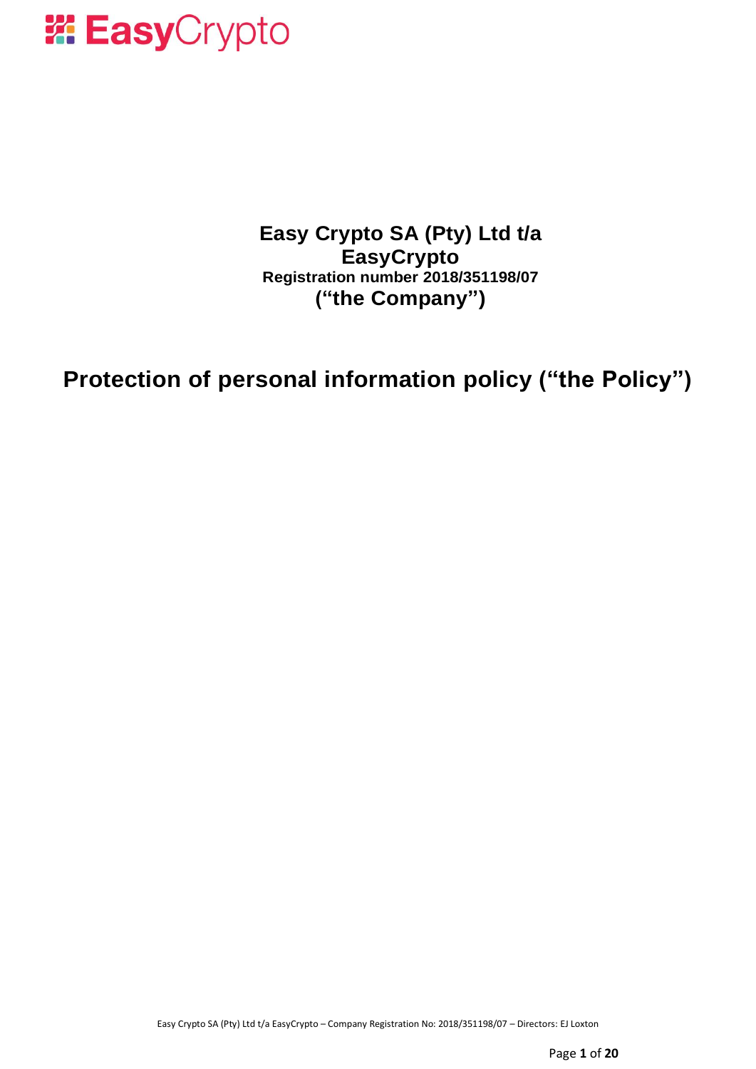**Easy Crypto SA (Pty) Ltd t/a EasyCrypto**
**Registration number 2018/351198/07**
**("the Company")**

# Protection of personal information policy ("the Policy")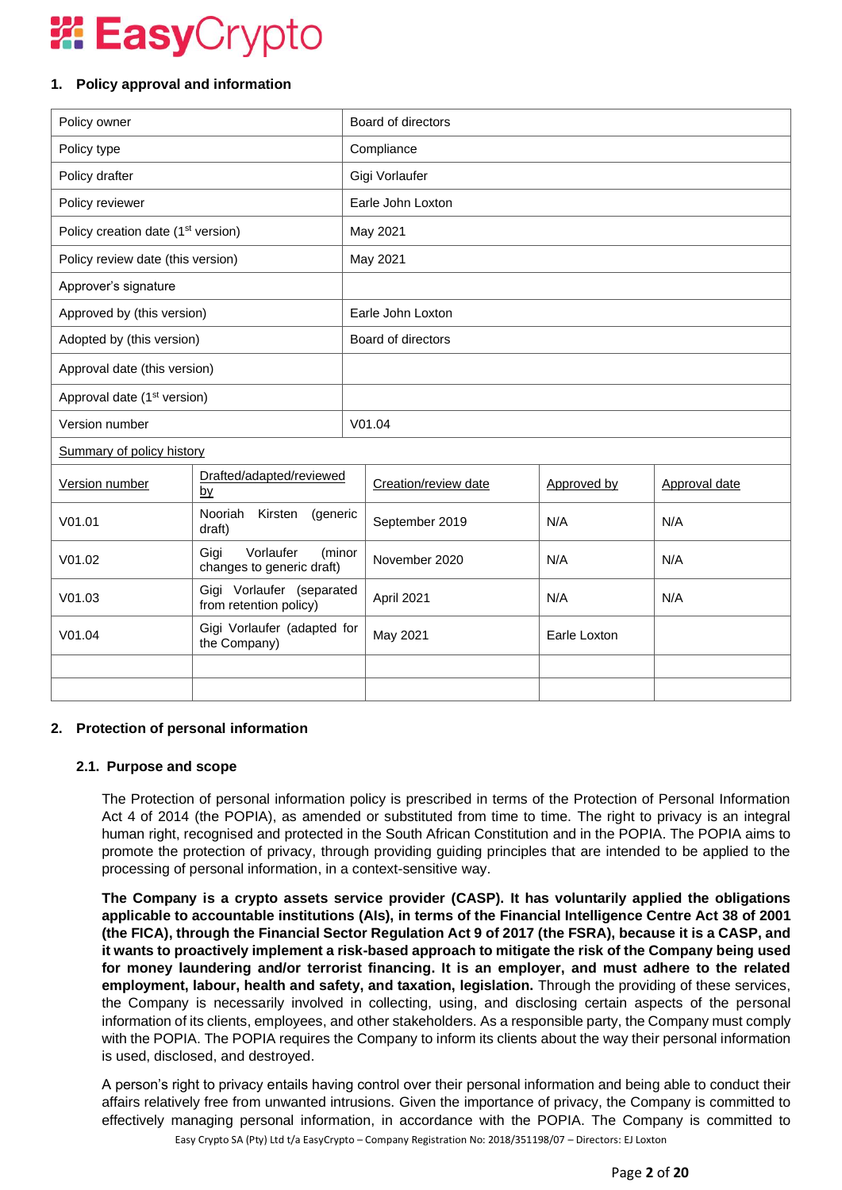## 1. Policy approval and information

| Policy owner | Board of directors |
|---|---|
| Policy type | Compliance |
| Policy drafter | Gigi Vorlaufer |
| Policy reviewer | Earle John Loxton |
| Policy creation date (1st version) | May 2021 |
| Policy review date (this version) | May 2021 |
| Approver's signature | |
| Approved by (this version) | Earle John Loxton |
| Adopted by (this version) | Board of directors |
| Approval date (this version) | |
| Approval date (1st version) | |
| Version number | V01.04 |

Summary of policy history

| Version number | Drafted/adapted/reviewed by | Creation/review date | Approved by | Approval date |
|---|---|---|---|---|
| V01.01 | Nooriah Kirsten (generic draft) | September 2019 | N/A | N/A |
| V01.02 | Gigi Vorlaufer (minor changes to generic draft) | November 2020 | N/A | N/A |
| V01.03 | Gigi Vorlaufer (separated from retention policy) | April 2021 | N/A | N/A |
| V01.04 | Gigi Vorlaufer (adapted for the Company) | May 2021 | Earle Loxton | |
| | | | | |
| | | | | |

## 2. Protection of personal information

### 2.1. Purpose and scope

The Protection of personal information policy is prescribed in terms of the Protection of Personal Information Act 4 of 2014 (the POPIA), as amended or substituted from time to time. The right to privacy is an integral human right, recognised and protected in the South African Constitution and in the POPIA. The POPIA aims to promote the protection of privacy, through providing guiding principles that are intended to be applied to the processing of personal information, in a context-sensitive way.

**The Company is a crypto assets service provider (CASP). It has voluntarily applied the obligations applicable to accountable institutions (AIs), in terms of the Financial Intelligence Centre Act 38 of 2001 (the FICA), through the Financial Sector Regulation Act 9 of 2017 (the FSRA), because it is a CASP, and it wants to proactively implement a risk-based approach to mitigate the risk of the Company being used for money laundering and/or terrorist financing. It is an employer, and must adhere to the related employment, labour, health and safety, and taxation, legislation.** Through the providing of these services, the Company is necessarily involved in collecting, using, and disclosing certain aspects of the personal information of its clients, employees, and other stakeholders. As a responsible party, the Company must comply with the POPIA. The POPIA requires the Company to inform its clients about the way their personal information is used, disclosed, and destroyed.

A person's right to privacy entails having control over their personal information and being able to conduct their affairs relatively free from unwanted intrusions. Given the importance of privacy, the Company is committed to effectively managing personal information, in accordance with the POPIA. The Company is committed to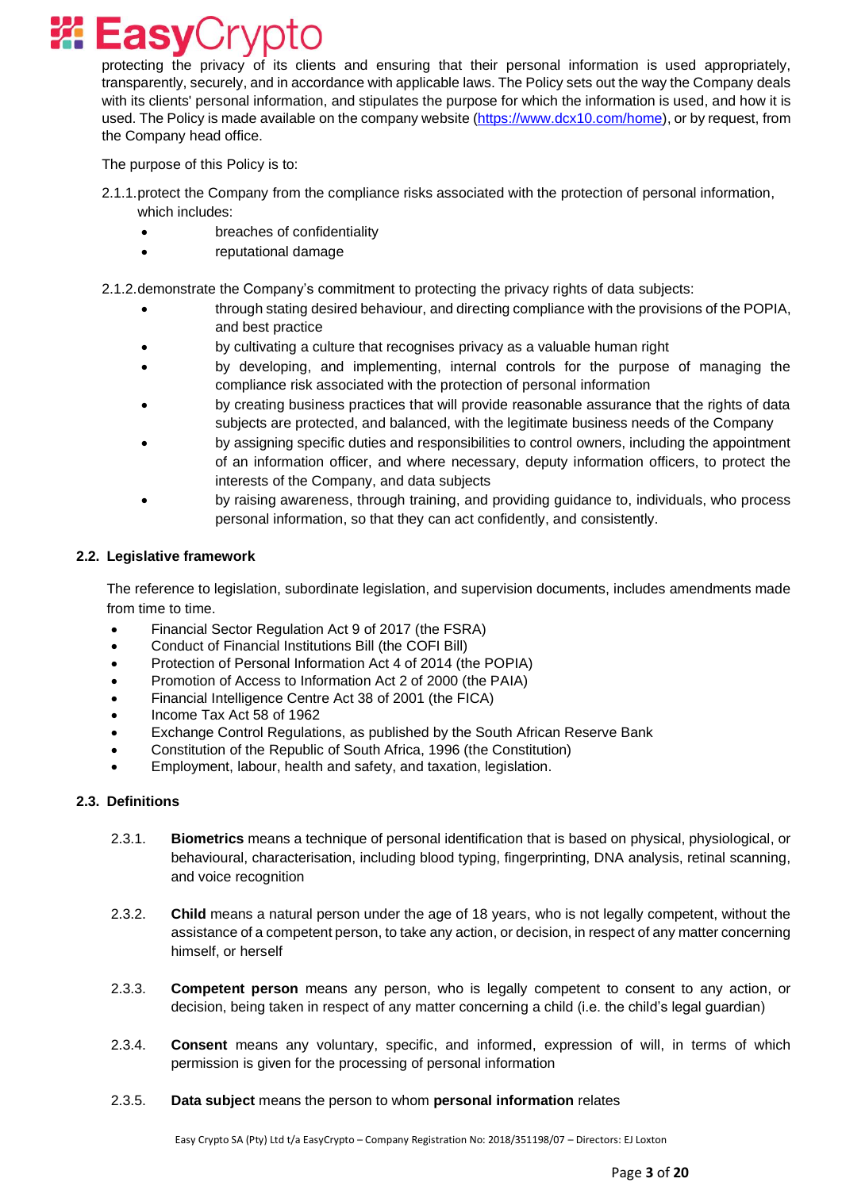protecting the privacy of its clients and ensuring that their personal information is used appropriately, transparently, securely, and in accordance with applicable laws. The Policy sets out the way the Company deals with its clients' personal information, and stipulates the purpose for which the information is used, and how it is used. The Policy is made available on the company website (https://www.dcx10.com/home), or by request, from the Company head office.

The purpose of this Policy is to:

2.1.1. protect the Company from the compliance risks associated with the protection of personal information, which includes:

- breaches of confidentiality
- reputational damage

2.1.2. demonstrate the Company's commitment to protecting the privacy rights of data subjects:

- through stating desired behaviour, and directing compliance with the provisions of the POPIA, and best practice
- by cultivating a culture that recognises privacy as a valuable human right
- by developing, and implementing, internal controls for the purpose of managing the compliance risk associated with the protection of personal information
- by creating business practices that will provide reasonable assurance that the rights of data subjects are protected, and balanced, with the legitimate business needs of the Company
- by assigning specific duties and responsibilities to control owners, including the appointment of an information officer, and where necessary, deputy information officers, to protect the interests of the Company, and data subjects
- by raising awareness, through training, and providing guidance to, individuals, who process personal information, so that they can act confidently, and consistently.

### 2.2. Legislative framework

The reference to legislation, subordinate legislation, and supervision documents, includes amendments made from time to time.

- Financial Sector Regulation Act 9 of 2017 (the FSRA)
- Conduct of Financial Institutions Bill (the COFI Bill)
- Protection of Personal Information Act 4 of 2014 (the POPIA)
- Promotion of Access to Information Act 2 of 2000 (the PAIA)
- Financial Intelligence Centre Act 38 of 2001 (the FICA)
- Income Tax Act 58 of 1962
- Exchange Control Regulations, as published by the South African Reserve Bank
- Constitution of the Republic of South Africa, 1996 (the Constitution)
- Employment, labour, health and safety, and taxation, legislation.

### 2.3. Definitions

2.3.1. **Biometrics** means a technique of personal identification that is based on physical, physiological, or behavioural, characterisation, including blood typing, fingerprinting, DNA analysis, retinal scanning, and voice recognition

2.3.2. **Child** means a natural person under the age of 18 years, who is not legally competent, without the assistance of a competent person, to take any action, or decision, in respect of any matter concerning himself, or herself

2.3.3. **Competent person** means any person, who is legally competent to consent to any action, or decision, being taken in respect of any matter concerning a child (i.e. the child's legal guardian)

2.3.4. **Consent** means any voluntary, specific, and informed, expression of will, in terms of which permission is given for the processing of personal information

2.3.5. **Data subject** means the person to whom **personal information** relates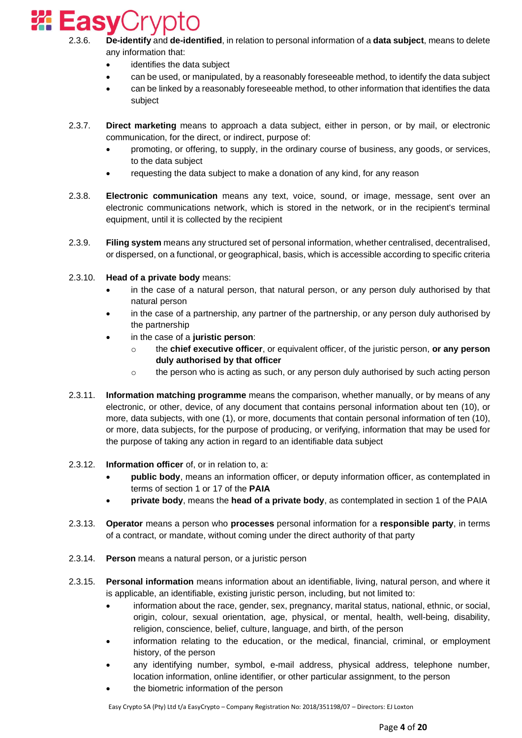2.3.6. **De-identify** and **de-identified**, in relation to personal information of a **data subject**, means to delete any information that:

- identifies the data subject
- can be used, or manipulated, by a reasonably foreseeable method, to identify the data subject
- can be linked by a reasonably foreseeable method, to other information that identifies the data subject

2.3.7. **Direct marketing** means to approach a data subject, either in person, or by mail, or electronic communication, for the direct, or indirect, purpose of:

- promoting, or offering, to supply, in the ordinary course of business, any goods, or services, to the data subject
- requesting the data subject to make a donation of any kind, for any reason

2.3.8. **Electronic communication** means any text, voice, sound, or image, message, sent over an electronic communications network, which is stored in the network, or in the recipient's terminal equipment, until it is collected by the recipient

2.3.9. **Filing system** means any structured set of personal information, whether centralised, decentralised, or dispersed, on a functional, or geographical, basis, which is accessible according to specific criteria

2.3.10. **Head of a private body** means:

- in the case of a natural person, that natural person, or any person duly authorised by that natural person
- in the case of a partnership, any partner of the partnership, or any person duly authorised by the partnership
- in the case of a **juristic person**:
  - the **chief executive officer**, or equivalent officer, of the juristic person, **or any person duly authorised by that officer**
  - the person who is acting as such, or any person duly authorised by such acting person

2.3.11. **Information matching programme** means the comparison, whether manually, or by means of any electronic, or other, device, of any document that contains personal information about ten (10), or more, data subjects, with one (1), or more, documents that contain personal information of ten (10), or more, data subjects, for the purpose of producing, or verifying, information that may be used for the purpose of taking any action in regard to an identifiable data subject

2.3.12. **Information officer** of, or in relation to, a:

- **public body**, means an information officer, or deputy information officer, as contemplated in terms of section 1 or 17 of the **PAIA**
- **private body**, means the **head of a private body**, as contemplated in section 1 of the PAIA

2.3.13. **Operator** means a person who **processes** personal information for a **responsible party**, in terms of a contract, or mandate, without coming under the direct authority of that party

2.3.14. **Person** means a natural person, or a juristic person

2.3.15. **Personal information** means information about an identifiable, living, natural person, and where it is applicable, an identifiable, existing juristic person, including, but not limited to:

- information about the race, gender, sex, pregnancy, marital status, national, ethnic, or social, origin, colour, sexual orientation, age, physical, or mental, health, well-being, disability, religion, conscience, belief, culture, language, and birth, of the person
- information relating to the education, or the medical, financial, criminal, or employment history, of the person
- any identifying number, symbol, e-mail address, physical address, telephone number, location information, online identifier, or other particular assignment, to the person
- the biometric information of the person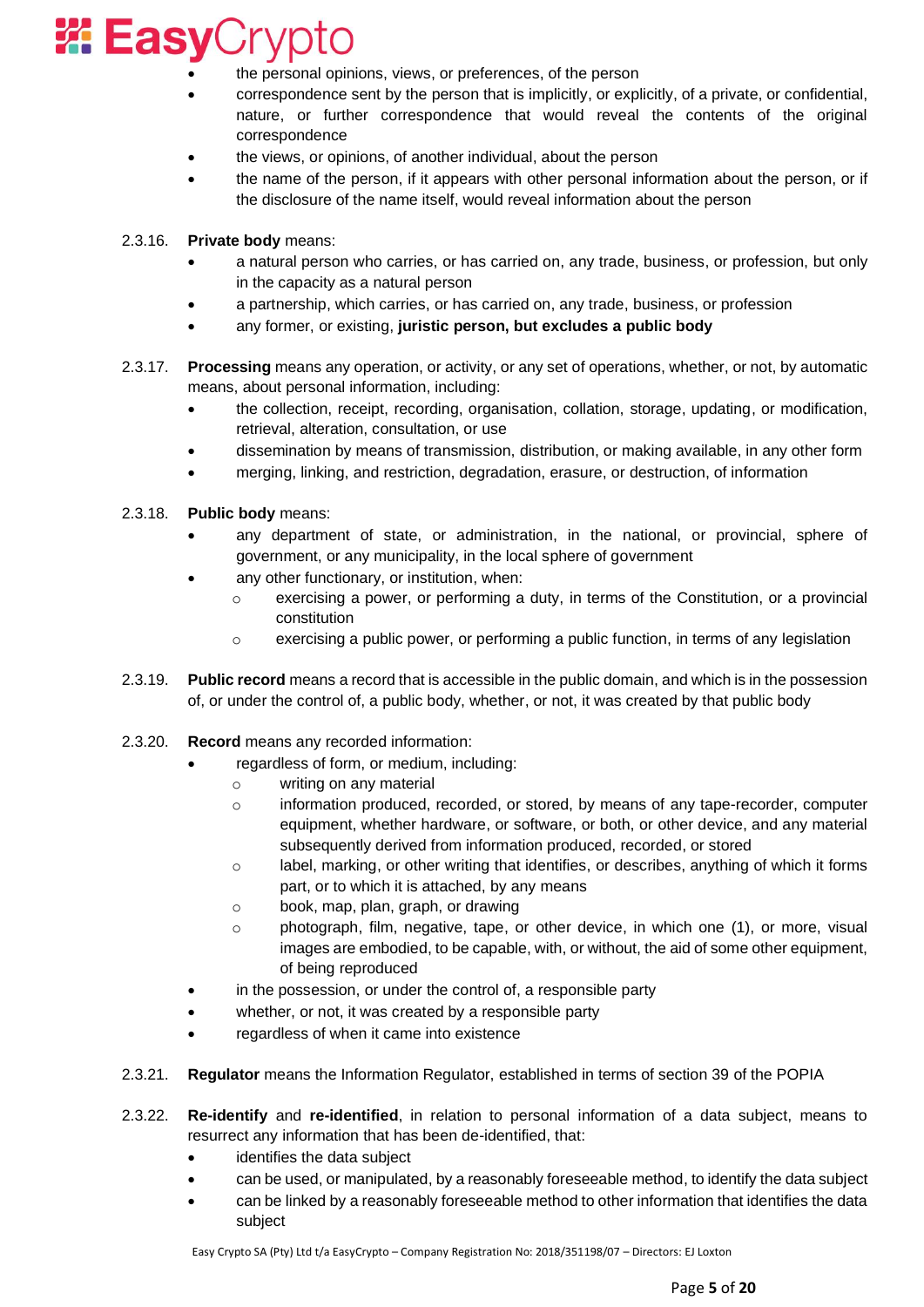- the personal opinions, views, or preferences, of the person
- correspondence sent by the person that is implicitly, or explicitly, of a private, or confidential, nature, or further correspondence that would reveal the contents of the original correspondence
- the views, or opinions, of another individual, about the person
- the name of the person, if it appears with other personal information about the person, or if the disclosure of the name itself, would reveal information about the person

2.3.16. **Private body** means:

- a natural person who carries, or has carried on, any trade, business, or profession, but only in the capacity as a natural person
- a partnership, which carries, or has carried on, any trade, business, or profession
- any former, or existing, **juristic person, but excludes a public body**

2.3.17. **Processing** means any operation, or activity, or any set of operations, whether, or not, by automatic means, about personal information, including:

- the collection, receipt, recording, organisation, collation, storage, updating, or modification, retrieval, alteration, consultation, or use
- dissemination by means of transmission, distribution, or making available, in any other form
- merging, linking, and restriction, degradation, erasure, or destruction, of information

2.3.18. **Public body** means:

- any department of state, or administration, in the national, or provincial, sphere of government, or any municipality, in the local sphere of government
- any other functionary, or institution, when:
  - exercising a power, or performing a duty, in terms of the Constitution, or a provincial constitution
  - exercising a public power, or performing a public function, in terms of any legislation

2.3.19. **Public record** means a record that is accessible in the public domain, and which is in the possession of, or under the control of, a public body, whether, or not, it was created by that public body

2.3.20. **Record** means any recorded information:

- regardless of form, or medium, including:
  - writing on any material
  - information produced, recorded, or stored, by means of any tape-recorder, computer equipment, whether hardware, or software, or both, or other device, and any material subsequently derived from information produced, recorded, or stored
  - label, marking, or other writing that identifies, or describes, anything of which it forms part, or to which it is attached, by any means
  - book, map, plan, graph, or drawing
  - photograph, film, negative, tape, or other device, in which one (1), or more, visual images are embodied, to be capable, with, or without, the aid of some other equipment, of being reproduced
- in the possession, or under the control of, a responsible party
- whether, or not, it was created by a responsible party
- regardless of when it came into existence

2.3.21. **Regulator** means the Information Regulator, established in terms of section 39 of the POPIA

2.3.22. **Re-identify** and **re-identified**, in relation to personal information of a data subject, means to resurrect any information that has been de-identified, that:

- identifies the data subject
- can be used, or manipulated, by a reasonably foreseeable method, to identify the data subject
- can be linked by a reasonably foreseeable method to other information that identifies the data subject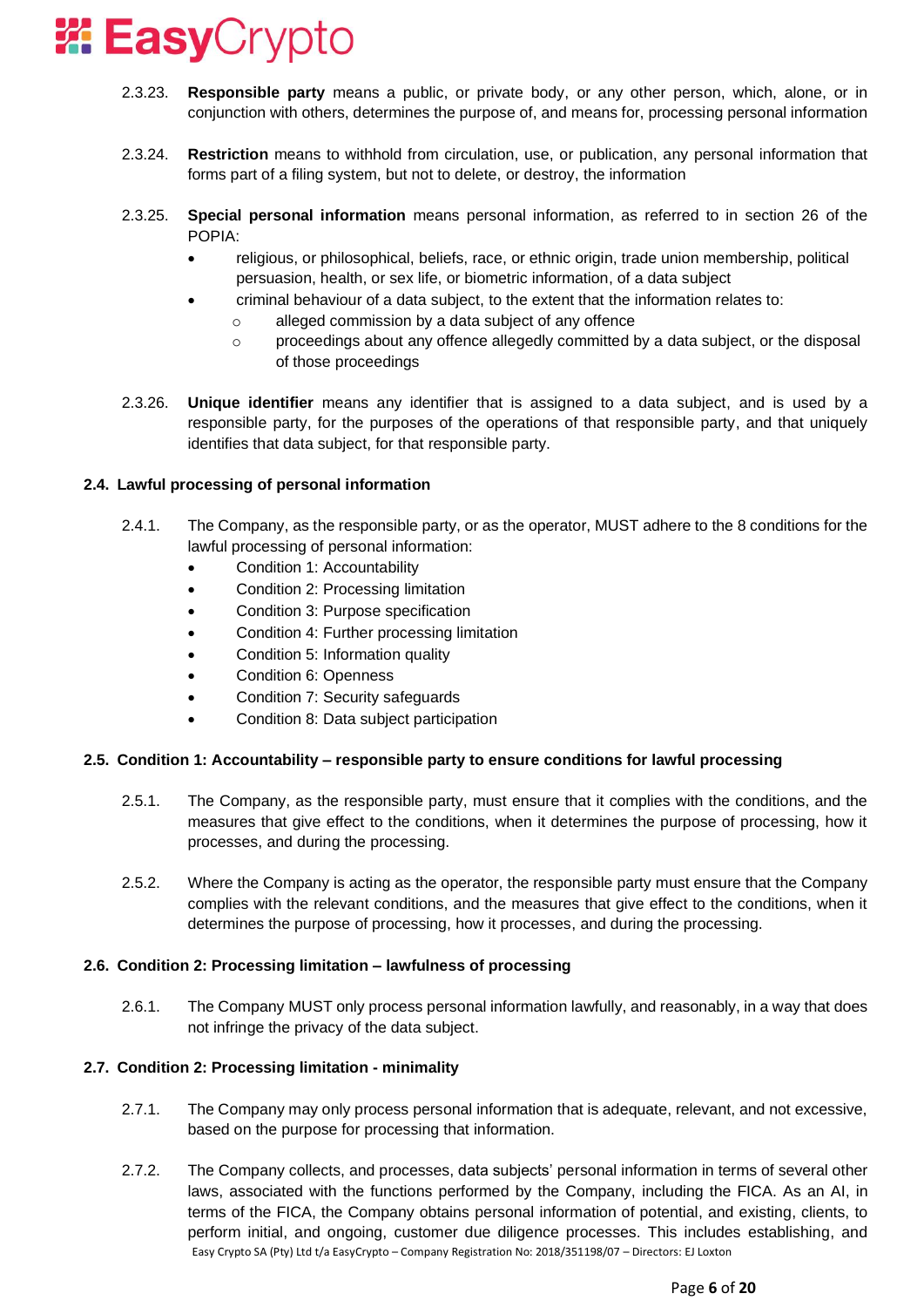2.3.23. **Responsible party** means a public, or private body, or any other person, which, alone, or in conjunction with others, determines the purpose of, and means for, processing personal information

2.3.24. **Restriction** means to withhold from circulation, use, or publication, any personal information that forms part of a filing system, but not to delete, or destroy, the information

2.3.25. **Special personal information** means personal information, as referred to in section 26 of the POPIA:

- religious, or philosophical, beliefs, race, or ethnic origin, trade union membership, political persuasion, health, or sex life, or biometric information, of a data subject
- criminal behaviour of a data subject, to the extent that the information relates to:
  - alleged commission by a data subject of any offence
  - proceedings about any offence allegedly committed by a data subject, or the disposal of those proceedings

2.3.26. **Unique identifier** means any identifier that is assigned to a data subject, and is used by a responsible party, for the purposes of the operations of that responsible party, and that uniquely identifies that data subject, for that responsible party.

### 2.4. Lawful processing of personal information

2.4.1. The Company, as the responsible party, or as the operator, MUST adhere to the 8 conditions for the lawful processing of personal information:

- Condition 1: Accountability
- Condition 2: Processing limitation
- Condition 3: Purpose specification
- Condition 4: Further processing limitation
- Condition 5: Information quality
- Condition 6: Openness
- Condition 7: Security safeguards
- Condition 8: Data subject participation

### 2.5. Condition 1: Accountability – responsible party to ensure conditions for lawful processing

2.5.1. The Company, as the responsible party, must ensure that it complies with the conditions, and the measures that give effect to the conditions, when it determines the purpose of processing, how it processes, and during the processing.

2.5.2. Where the Company is acting as the operator, the responsible party must ensure that the Company complies with the relevant conditions, and the measures that give effect to the conditions, when it determines the purpose of processing, how it processes, and during the processing.

### 2.6. Condition 2: Processing limitation – lawfulness of processing

2.6.1. The Company MUST only process personal information lawfully, and reasonably, in a way that does not infringe the privacy of the data subject.

### 2.7. Condition 2: Processing limitation - minimality

2.7.1. The Company may only process personal information that is adequate, relevant, and not excessive, based on the purpose for processing that information.

2.7.2. The Company collects, and processes, data subjects' personal information in terms of several other laws, associated with the functions performed by the Company, including the FICA. As an AI, in terms of the FICA, the Company obtains personal information of potential, and existing, clients, to perform initial, and ongoing, customer due diligence processes. This includes establishing, and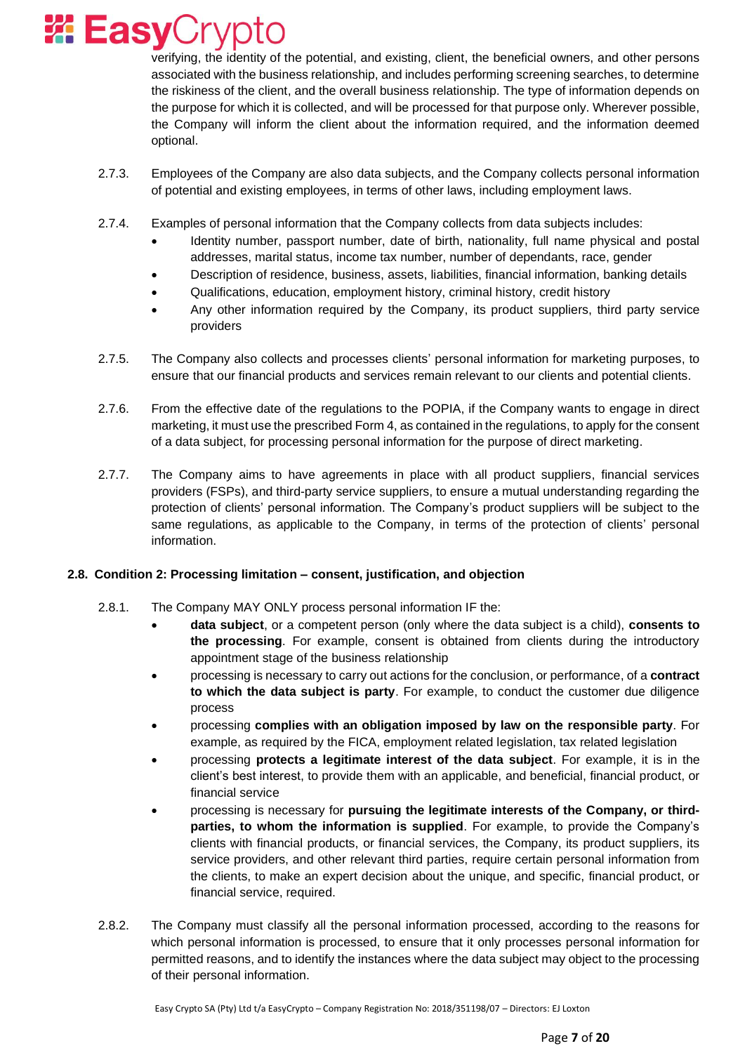verifying, the identity of the potential, and existing, client, the beneficial owners, and other persons associated with the business relationship, and includes performing screening searches, to determine the riskiness of the client, and the overall business relationship. The type of information depends on the purpose for which it is collected, and will be processed for that purpose only. Wherever possible, the Company will inform the client about the information required, and the information deemed optional.

2.7.3. Employees of the Company are also data subjects, and the Company collects personal information of potential and existing employees, in terms of other laws, including employment laws.

2.7.4. Examples of personal information that the Company collects from data subjects includes:

- Identity number, passport number, date of birth, nationality, full name physical and postal addresses, marital status, income tax number, number of dependants, race, gender
- Description of residence, business, assets, liabilities, financial information, banking details
- Qualifications, education, employment history, criminal history, credit history
- Any other information required by the Company, its product suppliers, third party service providers

2.7.5. The Company also collects and processes clients' personal information for marketing purposes, to ensure that our financial products and services remain relevant to our clients and potential clients.

2.7.6. From the effective date of the regulations to the POPIA, if the Company wants to engage in direct marketing, it must use the prescribed Form 4, as contained in the regulations, to apply for the consent of a data subject, for processing personal information for the purpose of direct marketing.

2.7.7. The Company aims to have agreements in place with all product suppliers, financial services providers (FSPs), and third-party service suppliers, to ensure a mutual understanding regarding the protection of clients' personal information. The Company's product suppliers will be subject to the same regulations, as applicable to the Company, in terms of the protection of clients' personal information.

### 2.8. Condition 2: Processing limitation – consent, justification, and objection

2.8.1. The Company MAY ONLY process personal information IF the:

- **data subject**, or a competent person (only where the data subject is a child), **consents to the processing**. For example, consent is obtained from clients during the introductory appointment stage of the business relationship
- processing is necessary to carry out actions for the conclusion, or performance, of a **contract to which the data subject is party**. For example, to conduct the customer due diligence process
- processing **complies with an obligation imposed by law on the responsible party**. For example, as required by the FICA, employment related legislation, tax related legislation
- processing **protects a legitimate interest of the data subject**. For example, it is in the client's best interest, to provide them with an applicable, and beneficial, financial product, or financial service
- processing is necessary for **pursuing the legitimate interests of the Company, or third-parties, to whom the information is supplied**. For example, to provide the Company's clients with financial products, or financial services, the Company, its product suppliers, its service providers, and other relevant third parties, require certain personal information from the clients, to make an expert decision about the unique, and specific, financial product, or financial service, required.

2.8.2. The Company must classify all the personal information processed, according to the reasons for which personal information is processed, to ensure that it only processes personal information for permitted reasons, and to identify the instances where the data subject may object to the processing of their personal information.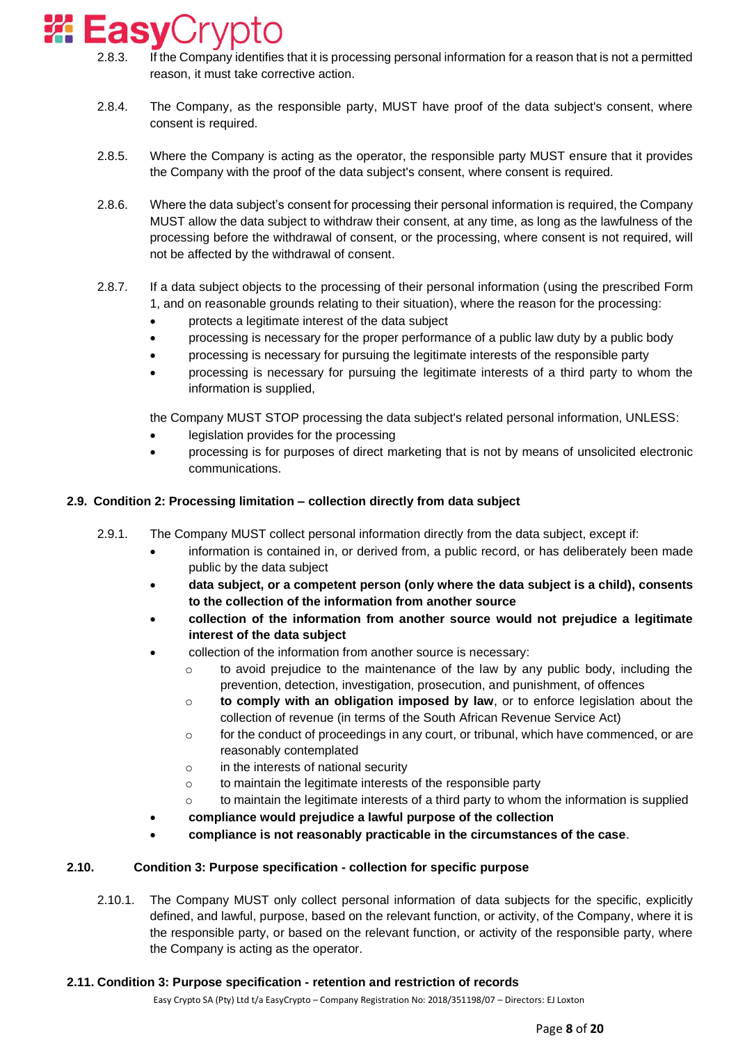2.8.3. If the Company identifies that it is processing personal information for a reason that is not a permitted reason, it must take corrective action.

2.8.4. The Company, as the responsible party, MUST have proof of the data subject's consent, where consent is required.

2.8.5. Where the Company is acting as the operator, the responsible party MUST ensure that it provides the Company with the proof of the data subject's consent, where consent is required.

2.8.6. Where the data subject's consent for processing their personal information is required, the Company MUST allow the data subject to withdraw their consent, at any time, as long as the lawfulness of the processing before the withdrawal of consent, or the processing, where consent is not required, will not be affected by the withdrawal of consent.

2.8.7. If a data subject objects to the processing of their personal information (using the prescribed Form 1, and on reasonable grounds relating to their situation), where the reason for the processing:

- protects a legitimate interest of the data subject
- processing is necessary for the proper performance of a public law duty by a public body
- processing is necessary for pursuing the legitimate interests of the responsible party
- processing is necessary for pursuing the legitimate interests of a third party to whom the information is supplied,

the Company MUST STOP processing the data subject's related personal information, UNLESS:

- legislation provides for the processing
- processing is for purposes of direct marketing that is not by means of unsolicited electronic communications.

### 2.9. Condition 2: Processing limitation – collection directly from data subject

2.9.1. The Company MUST collect personal information directly from the data subject, except if:

- information is contained in, or derived from, a public record, or has deliberately been made public by the data subject
- **data subject, or a competent person (only where the data subject is a child), consents to the collection of the information from another source**
- **collection of the information from another source would not prejudice a legitimate interest of the data subject**
- collection of the information from another source is necessary:
  - to avoid prejudice to the maintenance of the law by any public body, including the prevention, detection, investigation, prosecution, and punishment, of offences
  - **to comply with an obligation imposed by law**, or to enforce legislation about the collection of revenue (in terms of the South African Revenue Service Act)
  - for the conduct of proceedings in any court, or tribunal, which have commenced, or are reasonably contemplated
  - in the interests of national security
  - to maintain the legitimate interests of the responsible party
  - to maintain the legitimate interests of a third party to whom the information is supplied
- **compliance would prejudice a lawful purpose of the collection**
- **compliance is not reasonably practicable in the circumstances of the case**.

### 2.10. Condition 3: Purpose specification - collection for specific purpose

2.10.1. The Company MUST only collect personal information of data subjects for the specific, explicitly defined, and lawful, purpose, based on the relevant function, or activity, of the Company, where it is the responsible party, or based on the relevant function, or activity of the responsible party, where the Company is acting as the operator.

### 2.11. Condition 3: Purpose specification - retention and restriction of records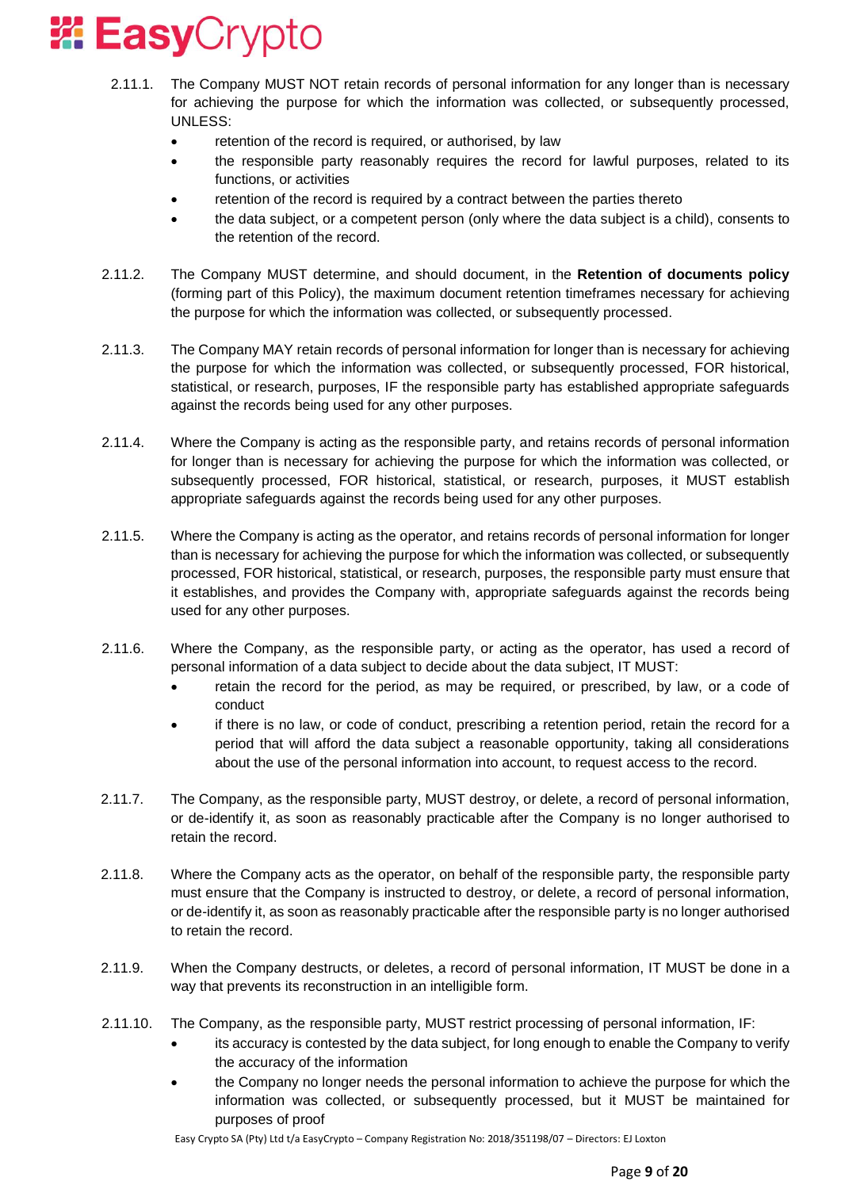2.11.1. The Company MUST NOT retain records of personal information for any longer than is necessary for achieving the purpose for which the information was collected, or subsequently processed, UNLESS:

- retention of the record is required, or authorised, by law
- the responsible party reasonably requires the record for lawful purposes, related to its functions, or activities
- retention of the record is required by a contract between the parties thereto
- the data subject, or a competent person (only where the data subject is a child), consents to the retention of the record.

2.11.2. The Company MUST determine, and should document, in the **Retention of documents policy** (forming part of this Policy), the maximum document retention timeframes necessary for achieving the purpose for which the information was collected, or subsequently processed.

2.11.3. The Company MAY retain records of personal information for longer than is necessary for achieving the purpose for which the information was collected, or subsequently processed, FOR historical, statistical, or research, purposes, IF the responsible party has established appropriate safeguards against the records being used for any other purposes.

2.11.4. Where the Company is acting as the responsible party, and retains records of personal information for longer than is necessary for achieving the purpose for which the information was collected, or subsequently processed, FOR historical, statistical, or research, purposes, it MUST establish appropriate safeguards against the records being used for any other purposes.

2.11.5. Where the Company is acting as the operator, and retains records of personal information for longer than is necessary for achieving the purpose for which the information was collected, or subsequently processed, FOR historical, statistical, or research, purposes, the responsible party must ensure that it establishes, and provides the Company with, appropriate safeguards against the records being used for any other purposes.

2.11.6. Where the Company, as the responsible party, or acting as the operator, has used a record of personal information of a data subject to decide about the data subject, IT MUST:

- retain the record for the period, as may be required, or prescribed, by law, or a code of conduct
- if there is no law, or code of conduct, prescribing a retention period, retain the record for a period that will afford the data subject a reasonable opportunity, taking all considerations about the use of the personal information into account, to request access to the record.

2.11.7. The Company, as the responsible party, MUST destroy, or delete, a record of personal information, or de-identify it, as soon as reasonably practicable after the Company is no longer authorised to retain the record.

2.11.8. Where the Company acts as the operator, on behalf of the responsible party, the responsible party must ensure that the Company is instructed to destroy, or delete, a record of personal information, or de-identify it, as soon as reasonably practicable after the responsible party is no longer authorised to retain the record.

2.11.9. When the Company destructs, or deletes, a record of personal information, IT MUST be done in a way that prevents its reconstruction in an intelligible form.

2.11.10. The Company, as the responsible party, MUST restrict processing of personal information, IF:

- its accuracy is contested by the data subject, for long enough to enable the Company to verify the accuracy of the information
- the Company no longer needs the personal information to achieve the purpose for which the information was collected, or subsequently processed, but it MUST be maintained for purposes of proof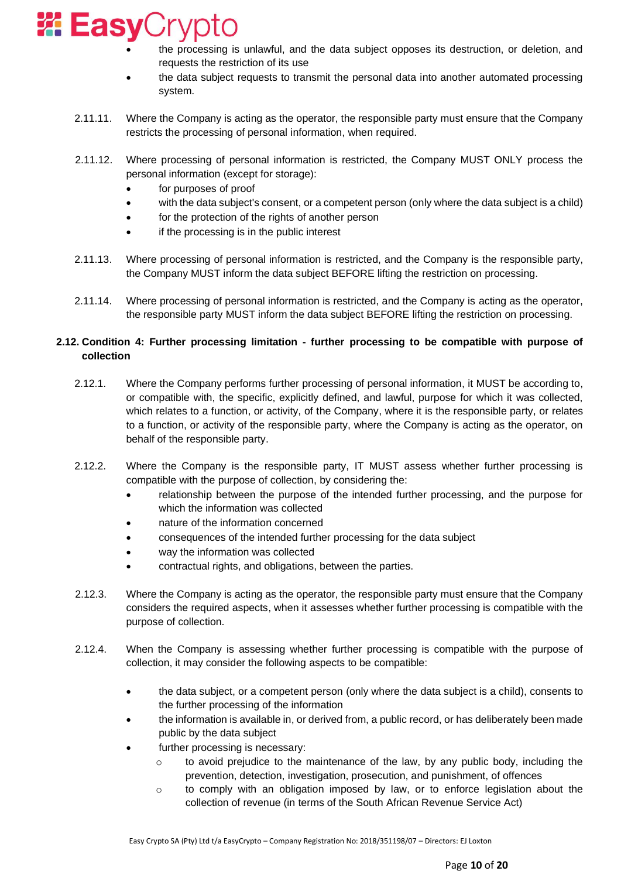- the processing is unlawful, and the data subject opposes its destruction, or deletion, and requests the restriction of its use
- the data subject requests to transmit the personal data into another automated processing system.

2.11.11. Where the Company is acting as the operator, the responsible party must ensure that the Company restricts the processing of personal information, when required.

2.11.12. Where processing of personal information is restricted, the Company MUST ONLY process the personal information (except for storage):

- for purposes of proof
- with the data subject's consent, or a competent person (only where the data subject is a child)
- for the protection of the rights of another person
- if the processing is in the public interest

2.11.13. Where processing of personal information is restricted, and the Company is the responsible party, the Company MUST inform the data subject BEFORE lifting the restriction on processing.

2.11.14. Where processing of personal information is restricted, and the Company is acting as the operator, the responsible party MUST inform the data subject BEFORE lifting the restriction on processing.

### 2.12. Condition 4: Further processing limitation - further processing to be compatible with purpose of collection

2.12.1. Where the Company performs further processing of personal information, it MUST be according to, or compatible with, the specific, explicitly defined, and lawful, purpose for which it was collected, which relates to a function, or activity, of the Company, where it is the responsible party, or relates to a function, or activity of the responsible party, where the Company is acting as the operator, on behalf of the responsible party.

2.12.2. Where the Company is the responsible party, IT MUST assess whether further processing is compatible with the purpose of collection, by considering the:

- relationship between the purpose of the intended further processing, and the purpose for which the information was collected
- nature of the information concerned
- consequences of the intended further processing for the data subject
- way the information was collected
- contractual rights, and obligations, between the parties.

2.12.3. Where the Company is acting as the operator, the responsible party must ensure that the Company considers the required aspects, when it assesses whether further processing is compatible with the purpose of collection.

2.12.4. When the Company is assessing whether further processing is compatible with the purpose of collection, it may consider the following aspects to be compatible:

- the data subject, or a competent person (only where the data subject is a child), consents to the further processing of the information
- the information is available in, or derived from, a public record, or has deliberately been made public by the data subject
- further processing is necessary:
  - to avoid prejudice to the maintenance of the law, by any public body, including the prevention, detection, investigation, prosecution, and punishment, of offences
  - to comply with an obligation imposed by law, or to enforce legislation about the collection of revenue (in terms of the South African Revenue Service Act)

Easy Crypto SA (Pty) Ltd t/a EasyCrypto – Company Registration No: 2018/351198/07 – Directors: EJ Loxton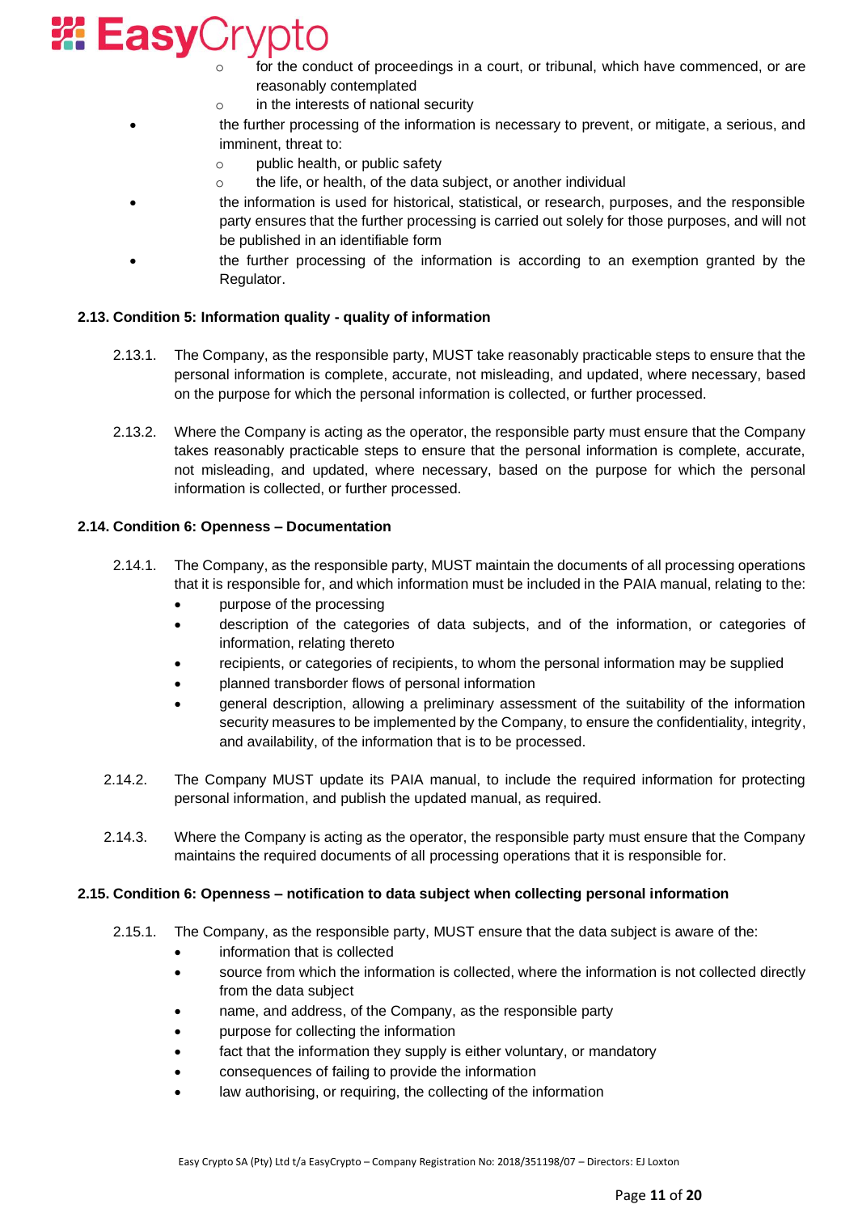- for the conduct of proceedings in a court, or tribunal, which have commenced, or are reasonably contemplated
    - in the interests of national security
- the further processing of the information is necessary to prevent, or mitigate, a serious, and imminent, threat to:
    - public health, or public safety
    - the life, or health, of the data subject, or another individual
- the information is used for historical, statistical, or research, purposes, and the responsible party ensures that the further processing is carried out solely for those purposes, and will not be published in an identifiable form
- the further processing of the information is according to an exemption granted by the Regulator.

**2.13. Condition 5: Information quality - quality of information**

2.13.1. The Company, as the responsible party, MUST take reasonably practicable steps to ensure that the personal information is complete, accurate, not misleading, and updated, where necessary, based on the purpose for which the personal information is collected, or further processed.

2.13.2. Where the Company is acting as the operator, the responsible party must ensure that the Company takes reasonably practicable steps to ensure that the personal information is complete, accurate, not misleading, and updated, where necessary, based on the purpose for which the personal information is collected, or further processed.

**2.14. Condition 6: Openness – Documentation**

2.14.1. The Company, as the responsible party, MUST maintain the documents of all processing operations that it is responsible for, and which information must be included in the PAIA manual, relating to the:

- purpose of the processing
- description of the categories of data subjects, and of the information, or categories of information, relating thereto
- recipients, or categories of recipients, to whom the personal information may be supplied
- planned transborder flows of personal information
- general description, allowing a preliminary assessment of the suitability of the information security measures to be implemented by the Company, to ensure the confidentiality, integrity, and availability, of the information that is to be processed.

2.14.2. The Company MUST update its PAIA manual, to include the required information for protecting personal information, and publish the updated manual, as required.

2.14.3. Where the Company is acting as the operator, the responsible party must ensure that the Company maintains the required documents of all processing operations that it is responsible for.

**2.15. Condition 6: Openness – notification to data subject when collecting personal information**

2.15.1. The Company, as the responsible party, MUST ensure that the data subject is aware of the:

- information that is collected
- source from which the information is collected, where the information is not collected directly from the data subject
- name, and address, of the Company, as the responsible party
- purpose for collecting the information
- fact that the information they supply is either voluntary, or mandatory
- consequences of failing to provide the information
- law authorising, or requiring, the collecting of the information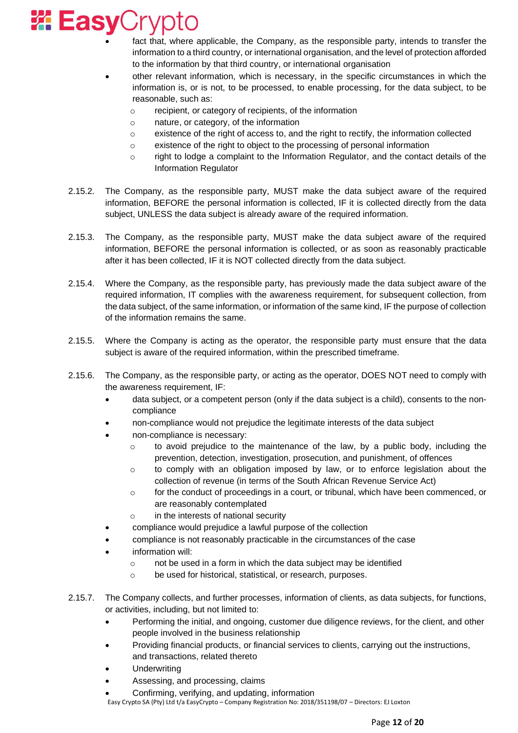- fact that, where applicable, the Company, as the responsible party, intends to transfer the information to a third country, or international organisation, and the level of protection afforded to the information by that third country, or international organisation
- other relevant information, which is necessary, in the specific circumstances in which the information is, or is not, to be processed, to enable processing, for the data subject, to be reasonable, such as:
  - recipient, or category of recipients, of the information
  - nature, or category, of the information
  - existence of the right of access to, and the right to rectify, the information collected
  - existence of the right to object to the processing of personal information
  - right to lodge a complaint to the Information Regulator, and the contact details of the Information Regulator

2.15.2. The Company, as the responsible party, MUST make the data subject aware of the required information, BEFORE the personal information is collected, IF it is collected directly from the data subject, UNLESS the data subject is already aware of the required information.

2.15.3. The Company, as the responsible party, MUST make the data subject aware of the required information, BEFORE the personal information is collected, or as soon as reasonably practicable after it has been collected, IF it is NOT collected directly from the data subject.

2.15.4. Where the Company, as the responsible party, has previously made the data subject aware of the required information, IT complies with the awareness requirement, for subsequent collection, from the data subject, of the same information, or information of the same kind, IF the purpose of collection of the information remains the same.

2.15.5. Where the Company is acting as the operator, the responsible party must ensure that the data subject is aware of the required information, within the prescribed timeframe.

2.15.6. The Company, as the responsible party, or acting as the operator, DOES NOT need to comply with the awareness requirement, IF:

- data subject, or a competent person (only if the data subject is a child), consents to the non-compliance
- non-compliance would not prejudice the legitimate interests of the data subject
- non-compliance is necessary:
  - to avoid prejudice to the maintenance of the law, by a public body, including the prevention, detection, investigation, prosecution, and punishment, of offences
  - to comply with an obligation imposed by law, or to enforce legislation about the collection of revenue (in terms of the South African Revenue Service Act)
  - for the conduct of proceedings in a court, or tribunal, which have been commenced, or are reasonably contemplated
  - in the interests of national security
- compliance would prejudice a lawful purpose of the collection
- compliance is not reasonably practicable in the circumstances of the case
- information will:
  - not be used in a form in which the data subject may be identified
  - be used for historical, statistical, or research, purposes.

2.15.7. The Company collects, and further processes, information of clients, as data subjects, for functions, or activities, including, but not limited to:

- Performing the initial, and ongoing, customer due diligence reviews, for the client, and other people involved in the business relationship
- Providing financial products, or financial services to clients, carrying out the instructions, and transactions, related thereto
- Underwriting
- Assessing, and processing, claims
- Confirming, verifying, and updating, information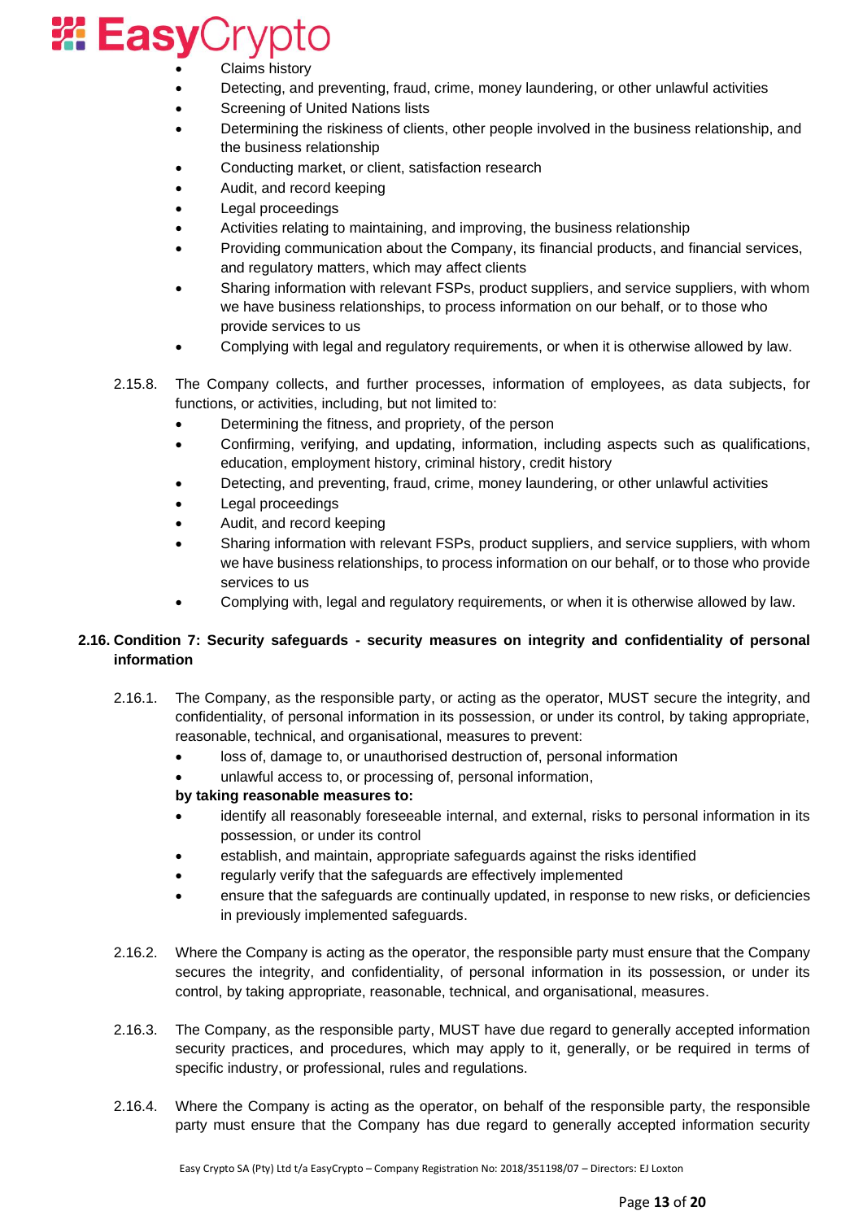- Claims history
- Detecting, and preventing, fraud, crime, money laundering, or other unlawful activities
- Screening of United Nations lists
- Determining the riskiness of clients, other people involved in the business relationship, and the business relationship
- Conducting market, or client, satisfaction research
- Audit, and record keeping
- Legal proceedings
- Activities relating to maintaining, and improving, the business relationship
- Providing communication about the Company, its financial products, and financial services, and regulatory matters, which may affect clients
- Sharing information with relevant FSPs, product suppliers, and service suppliers, with whom we have business relationships, to process information on our behalf, or to those who provide services to us
- Complying with legal and regulatory requirements, or when it is otherwise allowed by law.

2.15.8. The Company collects, and further processes, information of employees, as data subjects, for functions, or activities, including, but not limited to:

- Determining the fitness, and propriety, of the person
- Confirming, verifying, and updating, information, including aspects such as qualifications, education, employment history, criminal history, credit history
- Detecting, and preventing, fraud, crime, money laundering, or other unlawful activities
- Legal proceedings
- Audit, and record keeping
- Sharing information with relevant FSPs, product suppliers, and service suppliers, with whom we have business relationships, to process information on our behalf, or to those who provide services to us
- Complying with, legal and regulatory requirements, or when it is otherwise allowed by law.

### 2.16. Condition 7: Security safeguards - security measures on integrity and confidentiality of personal information

2.16.1. The Company, as the responsible party, or acting as the operator, MUST secure the integrity, and confidentiality, of personal information in its possession, or under its control, by taking appropriate, reasonable, technical, and organisational, measures to prevent:

- loss of, damage to, or unauthorised destruction of, personal information
- unlawful access to, or processing of, personal information,

**by taking reasonable measures to:**

- identify all reasonably foreseeable internal, and external, risks to personal information in its possession, or under its control
- establish, and maintain, appropriate safeguards against the risks identified
- regularly verify that the safeguards are effectively implemented
- ensure that the safeguards are continually updated, in response to new risks, or deficiencies in previously implemented safeguards.

2.16.2. Where the Company is acting as the operator, the responsible party must ensure that the Company secures the integrity, and confidentiality, of personal information in its possession, or under its control, by taking appropriate, reasonable, technical, and organisational, measures.

2.16.3. The Company, as the responsible party, MUST have due regard to generally accepted information security practices, and procedures, which may apply to it, generally, or be required in terms of specific industry, or professional, rules and regulations.

2.16.4. Where the Company is acting as the operator, on behalf of the responsible party, the responsible party must ensure that the Company has due regard to generally accepted information security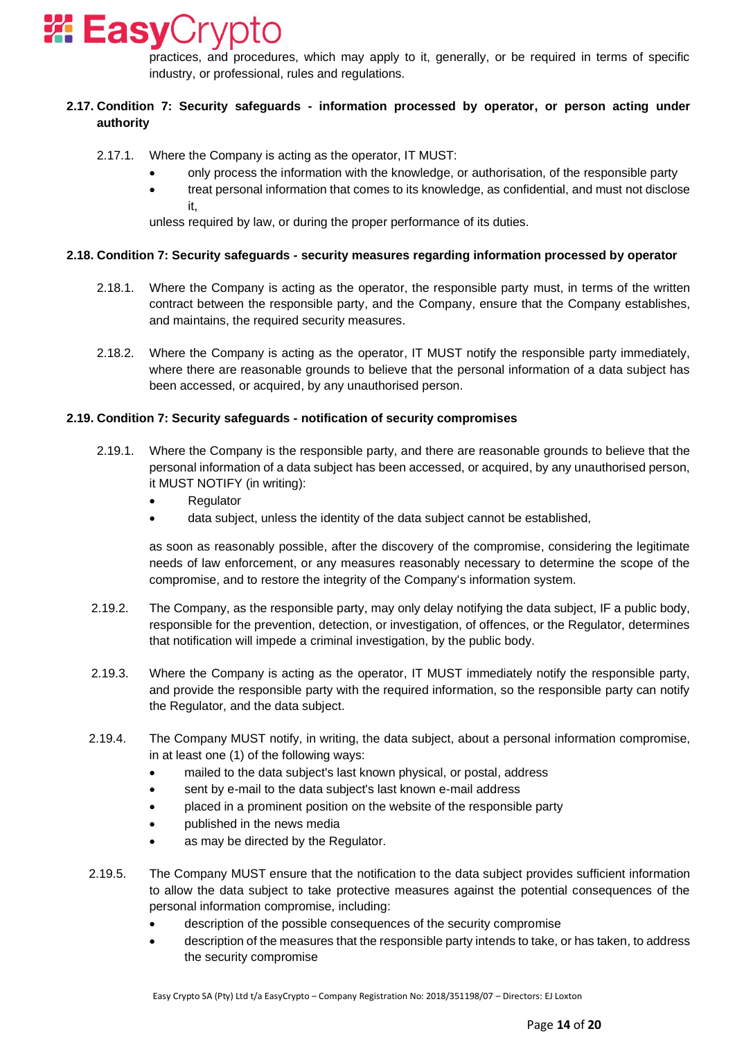practices, and procedures, which may apply to it, generally, or be required in terms of specific industry, or professional, rules and regulations.

**2.17. Condition 7: Security safeguards - information processed by operator, or person acting under authority**

2.17.1. Where the Company is acting as the operator, IT MUST:

- only process the information with the knowledge, or authorisation, of the responsible party
- treat personal information that comes to its knowledge, as confidential, and must not disclose it,

unless required by law, or during the proper performance of its duties.

**2.18. Condition 7: Security safeguards - security measures regarding information processed by operator**

2.18.1. Where the Company is acting as the operator, the responsible party must, in terms of the written contract between the responsible party, and the Company, ensure that the Company establishes, and maintains, the required security measures.

2.18.2. Where the Company is acting as the operator, IT MUST notify the responsible party immediately, where there are reasonable grounds to believe that the personal information of a data subject has been accessed, or acquired, by any unauthorised person.

**2.19. Condition 7: Security safeguards - notification of security compromises**

2.19.1. Where the Company is the responsible party, and there are reasonable grounds to believe that the personal information of a data subject has been accessed, or acquired, by any unauthorised person, it MUST NOTIFY (in writing):

- Regulator
- data subject, unless the identity of the data subject cannot be established,

as soon as reasonably possible, after the discovery of the compromise, considering the legitimate needs of law enforcement, or any measures reasonably necessary to determine the scope of the compromise, and to restore the integrity of the Company's information system.

2.19.2. The Company, as the responsible party, may only delay notifying the data subject, IF a public body, responsible for the prevention, detection, or investigation, of offences, or the Regulator, determines that notification will impede a criminal investigation, by the public body.

2.19.3. Where the Company is acting as the operator, IT MUST immediately notify the responsible party, and provide the responsible party with the required information, so the responsible party can notify the Regulator, and the data subject.

2.19.4. The Company MUST notify, in writing, the data subject, about a personal information compromise, in at least one (1) of the following ways:

- mailed to the data subject's last known physical, or postal, address
- sent by e-mail to the data subject's last known e-mail address
- placed in a prominent position on the website of the responsible party
- published in the news media
- as may be directed by the Regulator.

2.19.5. The Company MUST ensure that the notification to the data subject provides sufficient information to allow the data subject to take protective measures against the potential consequences of the personal information compromise, including:

- description of the possible consequences of the security compromise
- description of the measures that the responsible party intends to take, or has taken, to address the security compromise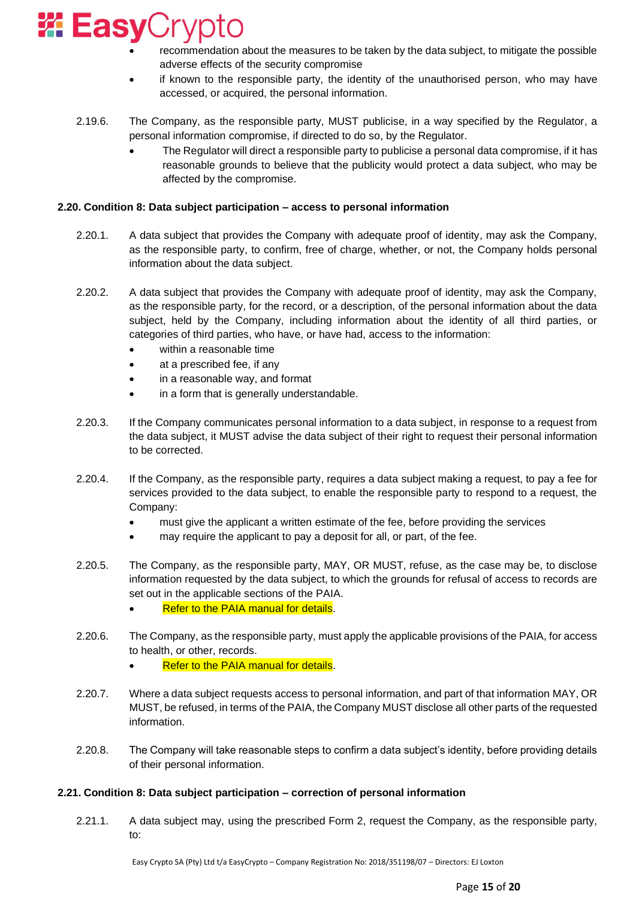- recommendation about the measures to be taken by the data subject, to mitigate the possible adverse effects of the security compromise
- if known to the responsible party, the identity of the unauthorised person, who may have accessed, or acquired, the personal information.

2.19.6. The Company, as the responsible party, MUST publicise, in a way specified by the Regulator, a personal information compromise, if directed to do so, by the Regulator.

- The Regulator will direct a responsible party to publicise a personal data compromise, if it has reasonable grounds to believe that the publicity would protect a data subject, who may be affected by the compromise.

**2.20. Condition 8: Data subject participation – access to personal information**

2.20.1. A data subject that provides the Company with adequate proof of identity, may ask the Company, as the responsible party, to confirm, free of charge, whether, or not, the Company holds personal information about the data subject.

2.20.2. A data subject that provides the Company with adequate proof of identity, may ask the Company, as the responsible party, for the record, or a description, of the personal information about the data subject, held by the Company, including information about the identity of all third parties, or categories of third parties, who have, or have had, access to the information:

- within a reasonable time
- at a prescribed fee, if any
- in a reasonable way, and format
- in a form that is generally understandable.

2.20.3. If the Company communicates personal information to a data subject, in response to a request from the data subject, it MUST advise the data subject of their right to request their personal information to be corrected.

2.20.4. If the Company, as the responsible party, requires a data subject making a request, to pay a fee for services provided to the data subject, to enable the responsible party to respond to a request, the Company:

- must give the applicant a written estimate of the fee, before providing the services
- may require the applicant to pay a deposit for all, or part, of the fee.

2.20.5. The Company, as the responsible party, MAY, OR MUST, refuse, as the case may be, to disclose information requested by the data subject, to which the grounds for refusal of access to records are set out in the applicable sections of the PAIA.

- Refer to the PAIA manual for details.

2.20.6. The Company, as the responsible party, must apply the applicable provisions of the PAIA, for access to health, or other, records.

- Refer to the PAIA manual for details.

2.20.7. Where a data subject requests access to personal information, and part of that information MAY, OR MUST, be refused, in terms of the PAIA, the Company MUST disclose all other parts of the requested information.

2.20.8. The Company will take reasonable steps to confirm a data subject's identity, before providing details of their personal information.

**2.21. Condition 8: Data subject participation – correction of personal information**

2.21.1. A data subject may, using the prescribed Form 2, request the Company, as the responsible party, to: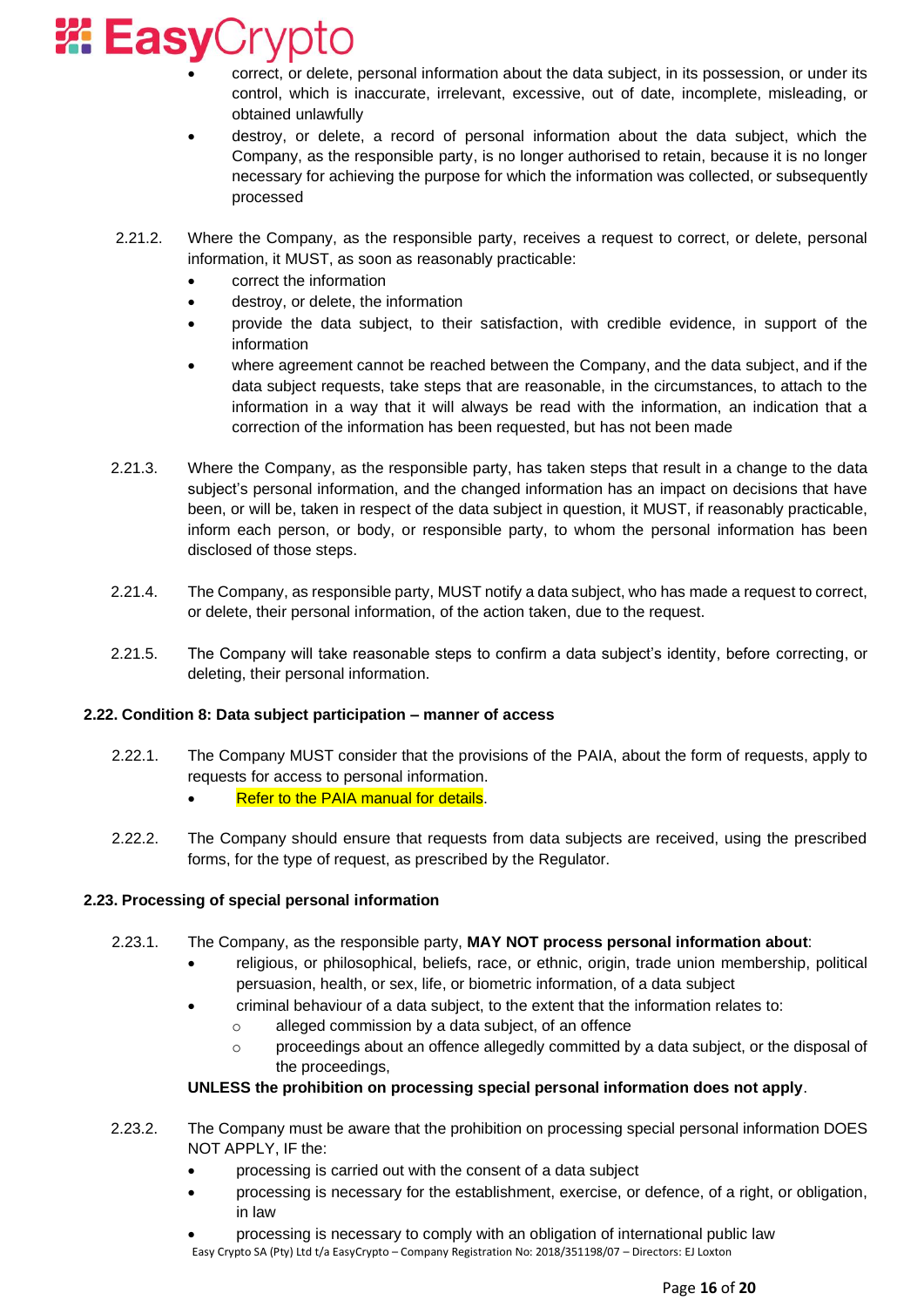- correct, or delete, personal information about the data subject, in its possession, or under its control, which is inaccurate, irrelevant, excessive, out of date, incomplete, misleading, or obtained unlawfully
- destroy, or delete, a record of personal information about the data subject, which the Company, as the responsible party, is no longer authorised to retain, because it is no longer necessary for achieving the purpose for which the information was collected, or subsequently processed

2.21.2. Where the Company, as the responsible party, receives a request to correct, or delete, personal information, it MUST, as soon as reasonably practicable:

- correct the information
- destroy, or delete, the information
- provide the data subject, to their satisfaction, with credible evidence, in support of the information
- where agreement cannot be reached between the Company, and the data subject, and if the data subject requests, take steps that are reasonable, in the circumstances, to attach to the information in a way that it will always be read with the information, an indication that a correction of the information has been requested, but has not been made

2.21.3. Where the Company, as the responsible party, has taken steps that result in a change to the data subject's personal information, and the changed information has an impact on decisions that have been, or will be, taken in respect of the data subject in question, it MUST, if reasonably practicable, inform each person, or body, or responsible party, to whom the personal information has been disclosed of those steps.

2.21.4. The Company, as responsible party, MUST notify a data subject, who has made a request to correct, or delete, their personal information, of the action taken, due to the request.

2.21.5. The Company will take reasonable steps to confirm a data subject's identity, before correcting, or deleting, their personal information.

**2.22. Condition 8: Data subject participation – manner of access**

2.22.1. The Company MUST consider that the provisions of the PAIA, about the form of requests, apply to requests for access to personal information.

- Refer to the PAIA manual for details.

2.22.2. The Company should ensure that requests from data subjects are received, using the prescribed forms, for the type of request, as prescribed by the Regulator.

**2.23. Processing of special personal information**

2.23.1. The Company, as the responsible party, **MAY NOT process personal information about**:

- religious, or philosophical, beliefs, race, or ethnic, origin, trade union membership, political persuasion, health, or sex, life, or biometric information, of a data subject
- criminal behaviour of a data subject, to the extent that the information relates to:
  - alleged commission by a data subject, of an offence
  - proceedings about an offence allegedly committed by a data subject, or the disposal of the proceedings,

**UNLESS the prohibition on processing special personal information does not apply**.

2.23.2. The Company must be aware that the prohibition on processing special personal information DOES NOT APPLY, IF the:

- processing is carried out with the consent of a data subject
- processing is necessary for the establishment, exercise, or defence, of a right, or obligation, in law
- processing is necessary to comply with an obligation of international public law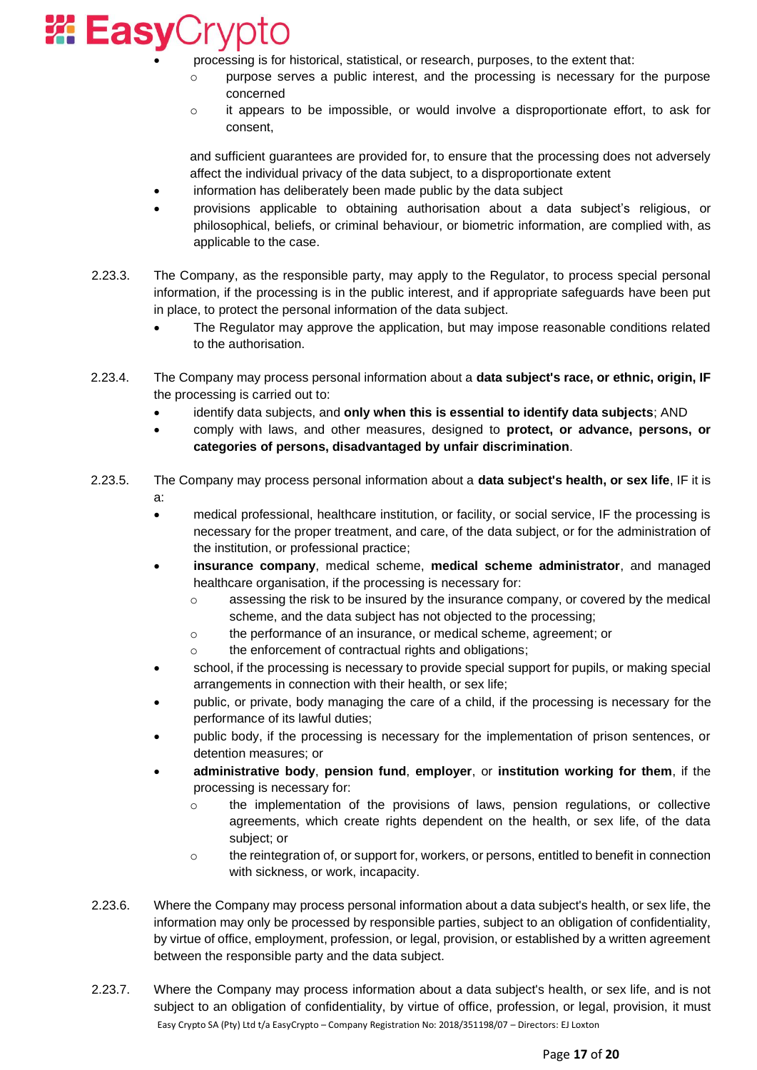- processing is for historical, statistical, or research, purposes, to the extent that:
  - purpose serves a public interest, and the processing is necessary for the purpose concerned
  - it appears to be impossible, or would involve a disproportionate effort, to ask for consent,

  and sufficient guarantees are provided for, to ensure that the processing does not adversely affect the individual privacy of the data subject, to a disproportionate extent
- information has deliberately been made public by the data subject
- provisions applicable to obtaining authorisation about a data subject's religious, or philosophical, beliefs, or criminal behaviour, or biometric information, are complied with, as applicable to the case.

2.23.3. The Company, as the responsible party, may apply to the Regulator, to process special personal information, if the processing is in the public interest, and if appropriate safeguards have been put in place, to protect the personal information of the data subject.

- The Regulator may approve the application, but may impose reasonable conditions related to the authorisation.

2.23.4. The Company may process personal information about a **data subject's race, or ethnic, origin, IF** the processing is carried out to:

- identify data subjects, and **only when this is essential to identify data subjects**; AND
- comply with laws, and other measures, designed to **protect, or advance, persons, or categories of persons, disadvantaged by unfair discrimination**.

2.23.5. The Company may process personal information about a **data subject's health, or sex life**, IF it is a:

- medical professional, healthcare institution, or facility, or social service, IF the processing is necessary for the proper treatment, and care, of the data subject, or for the administration of the institution, or professional practice;
- **insurance company**, medical scheme, **medical scheme administrator**, and managed healthcare organisation, if the processing is necessary for:
  - assessing the risk to be insured by the insurance company, or covered by the medical scheme, and the data subject has not objected to the processing;
  - the performance of an insurance, or medical scheme, agreement; or
  - the enforcement of contractual rights and obligations;
- school, if the processing is necessary to provide special support for pupils, or making special arrangements in connection with their health, or sex life;
- public, or private, body managing the care of a child, if the processing is necessary for the performance of its lawful duties;
- public body, if the processing is necessary for the implementation of prison sentences, or detention measures; or
- **administrative body**, **pension fund**, **employer**, or **institution working for them**, if the processing is necessary for:
  - the implementation of the provisions of laws, pension regulations, or collective agreements, which create rights dependent on the health, or sex life, of the data subject; or
  - the reintegration of, or support for, workers, or persons, entitled to benefit in connection with sickness, or work, incapacity.

2.23.6. Where the Company may process personal information about a data subject's health, or sex life, the information may only be processed by responsible parties, subject to an obligation of confidentiality, by virtue of office, employment, profession, or legal, provision, or established by a written agreement between the responsible party and the data subject.

2.23.7. Where the Company may process information about a data subject's health, or sex life, and is not subject to an obligation of confidentiality, by virtue of office, profession, or legal, provision, it must

Easy Crypto SA (Pty) Ltd t/a EasyCrypto – Company Registration No: 2018/351198/07 – Directors: EJ Loxton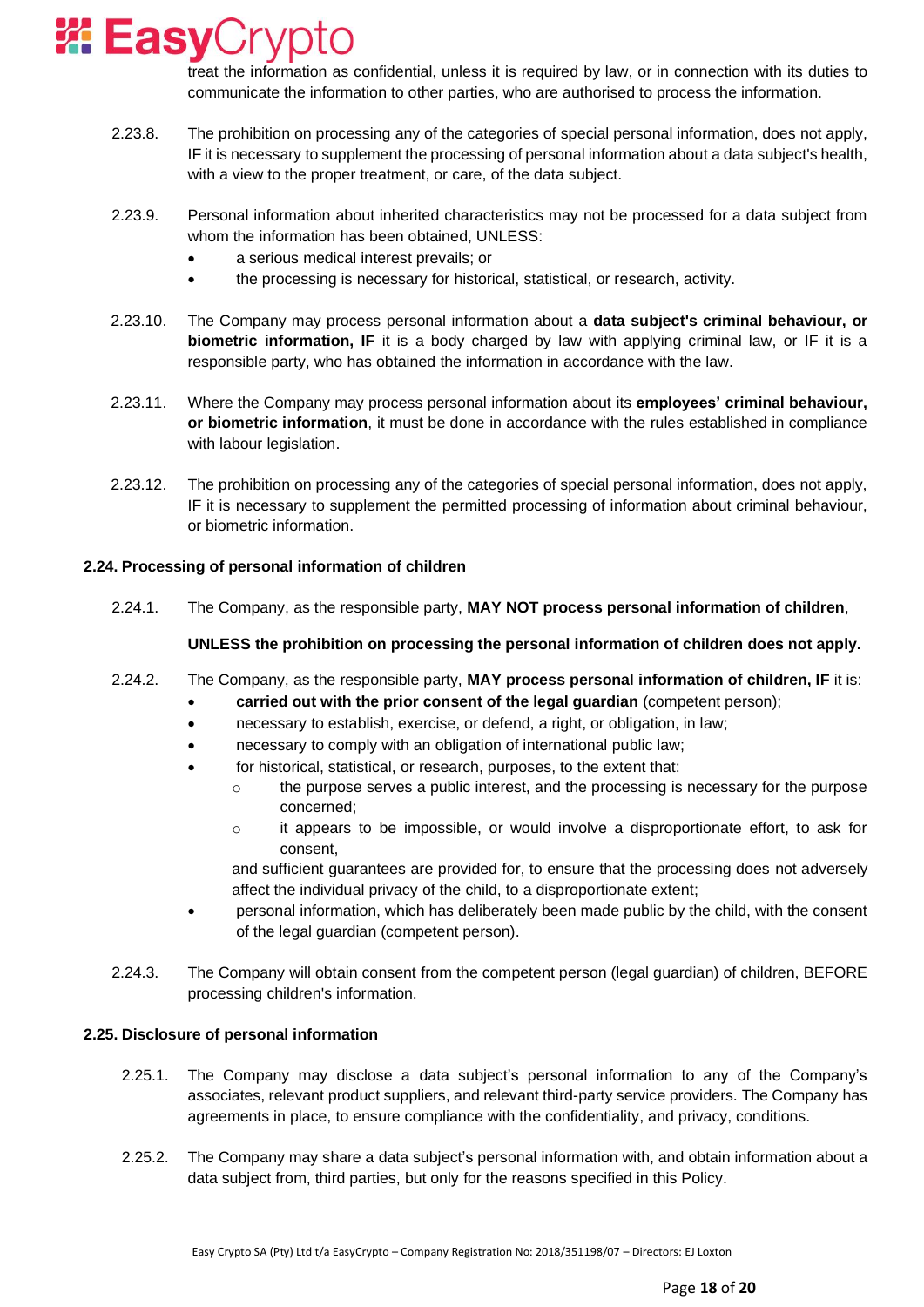treat the information as confidential, unless it is required by law, or in connection with its duties to communicate the information to other parties, who are authorised to process the information.

2.23.8. The prohibition on processing any of the categories of special personal information, does not apply, IF it is necessary to supplement the processing of personal information about a data subject's health, with a view to the proper treatment, or care, of the data subject.

2.23.9. Personal information about inherited characteristics may not be processed for a data subject from whom the information has been obtained, UNLESS:

- a serious medical interest prevails; or
- the processing is necessary for historical, statistical, or research, activity.

2.23.10. The Company may process personal information about a **data subject's criminal behaviour, or biometric information, IF** it is a body charged by law with applying criminal law, or IF it is a responsible party, who has obtained the information in accordance with the law.

2.23.11. Where the Company may process personal information about its **employees' criminal behaviour, or biometric information**, it must be done in accordance with the rules established in compliance with labour legislation.

2.23.12. The prohibition on processing any of the categories of special personal information, does not apply, IF it is necessary to supplement the permitted processing of information about criminal behaviour, or biometric information.

### 2.24. Processing of personal information of children

2.24.1. The Company, as the responsible party, **MAY NOT process personal information of children**,

**UNLESS the prohibition on processing the personal information of children does not apply.**

2.24.2. The Company, as the responsible party, **MAY process personal information of children, IF** it is:

- **carried out with the prior consent of the legal guardian** (competent person);
- necessary to establish, exercise, or defend, a right, or obligation, in law;
- necessary to comply with an obligation of international public law;
- for historical, statistical, or research, purposes, to the extent that:
  - the purpose serves a public interest, and the processing is necessary for the purpose concerned;
  - it appears to be impossible, or would involve a disproportionate effort, to ask for consent,

  and sufficient guarantees are provided for, to ensure that the processing does not adversely affect the individual privacy of the child, to a disproportionate extent;
- personal information, which has deliberately been made public by the child, with the consent of the legal guardian (competent person).

2.24.3. The Company will obtain consent from the competent person (legal guardian) of children, BEFORE processing children's information.

### 2.25. Disclosure of personal information

2.25.1. The Company may disclose a data subject's personal information to any of the Company's associates, relevant product suppliers, and relevant third-party service providers. The Company has agreements in place, to ensure compliance with the confidentiality, and privacy, conditions.

2.25.2. The Company may share a data subject's personal information with, and obtain information about a data subject from, third parties, but only for the reasons specified in this Policy.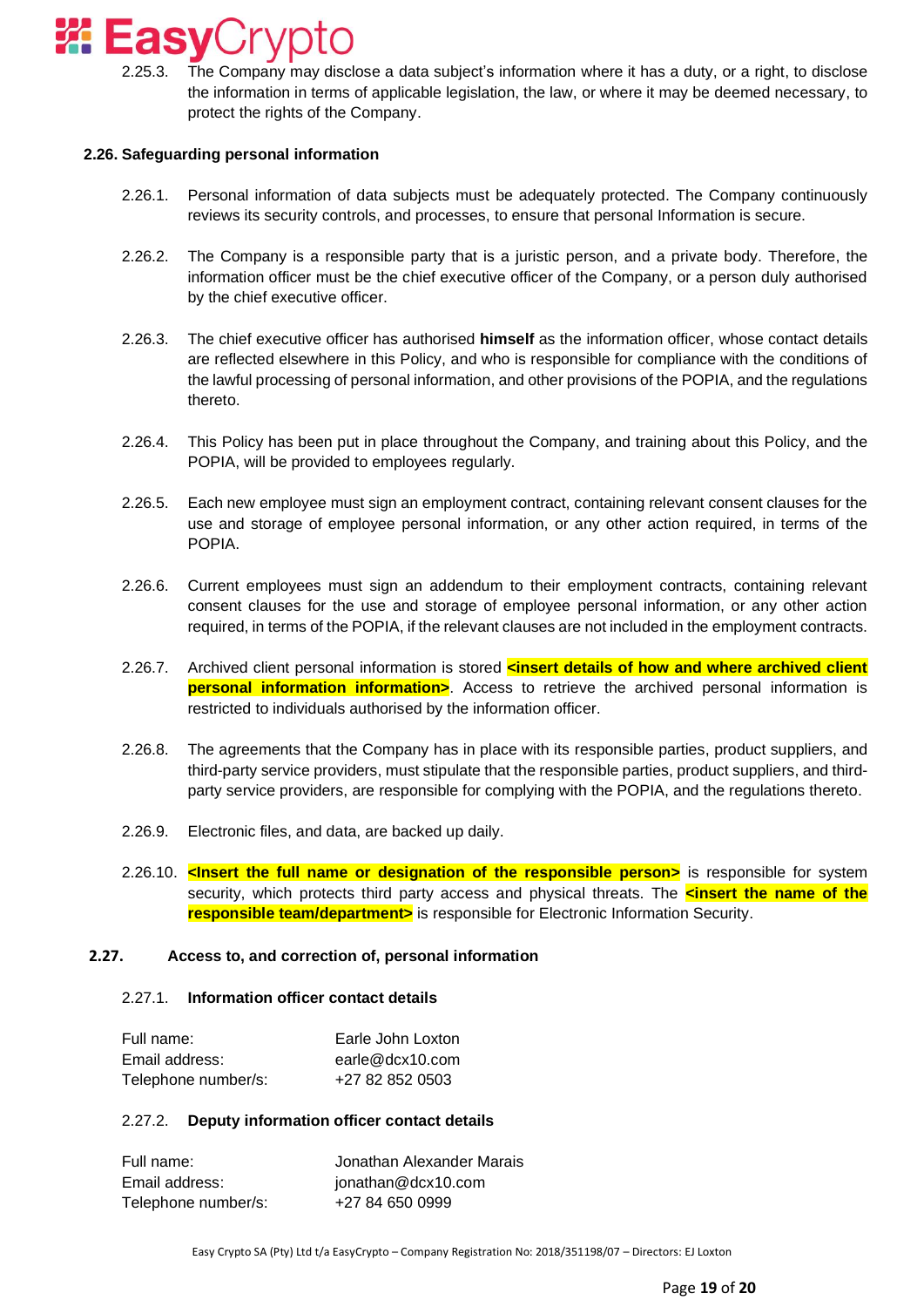2.25.3. The Company may disclose a data subject's information where it has a duty, or a right, to disclose the information in terms of applicable legislation, the law, or where it may be deemed necessary, to protect the rights of the Company.

**2.26. Safeguarding personal information**

2.26.1. Personal information of data subjects must be adequately protected. The Company continuously reviews its security controls, and processes, to ensure that personal Information is secure.

2.26.2. The Company is a responsible party that is a juristic person, and a private body. Therefore, the information officer must be the chief executive officer of the Company, or a person duly authorised by the chief executive officer.

2.26.3. The chief executive officer has authorised **himself** as the information officer, whose contact details are reflected elsewhere in this Policy, and who is responsible for compliance with the conditions of the lawful processing of personal information, and other provisions of the POPIA, and the regulations thereto.

2.26.4. This Policy has been put in place throughout the Company, and training about this Policy, and the POPIA, will be provided to employees regularly.

2.26.5. Each new employee must sign an employment contract, containing relevant consent clauses for the use and storage of employee personal information, or any other action required, in terms of the POPIA.

2.26.6. Current employees must sign an addendum to their employment contracts, containing relevant consent clauses for the use and storage of employee personal information, or any other action required, in terms of the POPIA, if the relevant clauses are not included in the employment contracts.

2.26.7. Archived client personal information is stored **<insert details of how and where archived client personal information information>**. Access to retrieve the archived personal information is restricted to individuals authorised by the information officer.

2.26.8. The agreements that the Company has in place with its responsible parties, product suppliers, and third-party service providers, must stipulate that the responsible parties, product suppliers, and third-party service providers, are responsible for complying with the POPIA, and the regulations thereto.

2.26.9. Electronic files, and data, are backed up daily.

2.26.10. **<Insert the full name or designation of the responsible person>** is responsible for system security, which protects third party access and physical threats. The **<insert the name of the responsible team/department>** is responsible for Electronic Information Security.

**2.27. Access to, and correction of, personal information**

2.27.1. **Information officer contact details**

| | |
|---|---|
| Full name: | Earle John Loxton |
| Email address: | earle@dcx10.com |
| Telephone number/s: | +27 82 852 0503 |

2.27.2. **Deputy information officer contact details**

| | |
|---|---|
| Full name: | Jonathan Alexander Marais |
| Email address: | jonathan@dcx10.com |
| Telephone number/s: | +27 84 650 0999 |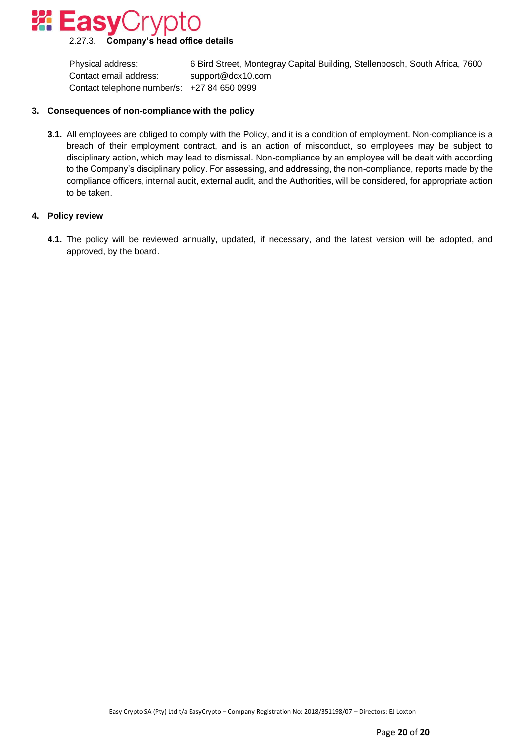#### 2.27.3. Company's head office details

Physical address: 6 Bird Street, Montegray Capital Building, Stellenbosch, South Africa, 7600
Contact email address: support@dcx10.com
Contact telephone number/s: +27 84 650 0999

## 3. Consequences of non-compliance with the policy

**3.1.** All employees are obliged to comply with the Policy, and it is a condition of employment. Non-compliance is a breach of their employment contract, and is an action of misconduct, so employees may be subject to disciplinary action, which may lead to dismissal. Non-compliance by an employee will be dealt with according to the Company's disciplinary policy. For assessing, and addressing, the non-compliance, reports made by the compliance officers, internal audit, external audit, and the Authorities, will be considered, for appropriate action to be taken.

## 4. Policy review

**4.1.** The policy will be reviewed annually, updated, if necessary, and the latest version will be adopted, and approved, by the board.